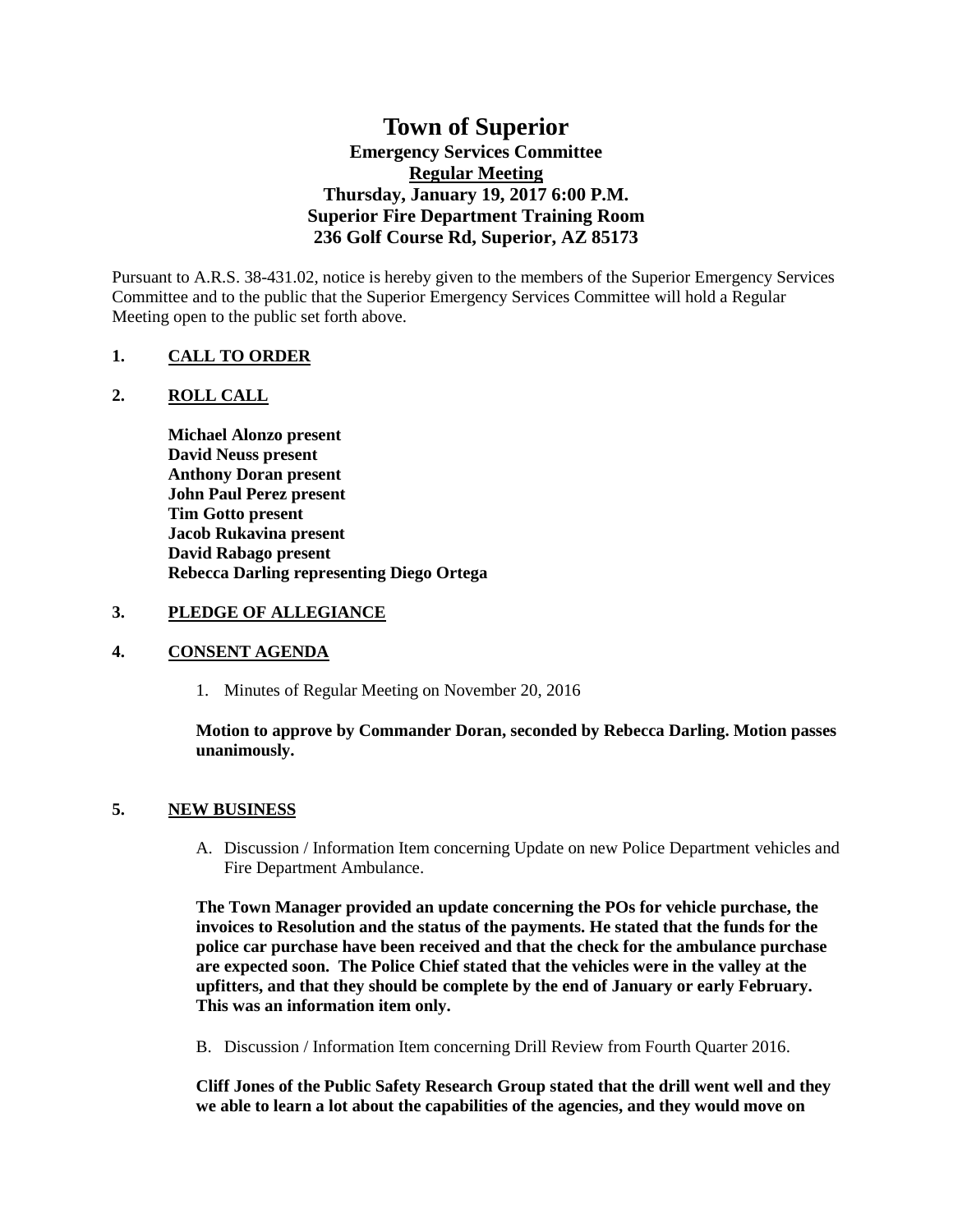# Town of Superior

## Emergency Services Committee

## Regular Meeting

## Thursday, January 19, 2017 6:00 P.M.

## Superior Fire Department Training Room

## 236 Golf Course Rd, Superior, AZ 85173

Pursuant to A.R.S. 38-431.02, notice is hereby given to the members of the Superior Emergency Services Committee and to the public that the Superior Emergency Services Committee will hold a Regular Meeting open to the public set forth above.

**1. CALL TO ORDER**

**2. ROLL CALL**

**Michael Alonzo present**
**David Neuss present**
**Anthony Doran present**
**John Paul Perez present**
**Tim Gotto present**
**Jacob Rukavina present**
**David Rabago present**
**Rebecca Darling representing Diego Ortega**

**3. PLEDGE OF ALLEGIANCE**

**4. CONSENT AGENDA**

1. Minutes of Regular Meeting on November 20, 2016

**Motion to approve by Commander Doran, seconded by Rebecca Darling. Motion passes unanimously.**

**5. NEW BUSINESS**

A. Discussion / Information Item concerning Update on new Police Department vehicles and Fire Department Ambulance.

**The Town Manager provided an update concerning the POs for vehicle purchase, the invoices to Resolution and the status of the payments. He stated that the funds for the police car purchase have been received and that the check for the ambulance purchase are expected soon. The Police Chief stated that the vehicles were in the valley at the upfitters, and that they should be complete by the end of January or early February. This was an information item only.**

B. Discussion / Information Item concerning Drill Review from Fourth Quarter 2016.

**Cliff Jones of the Public Safety Research Group stated that the drill went well and they we able to learn a lot about the capabilities of the agencies, and they would move on**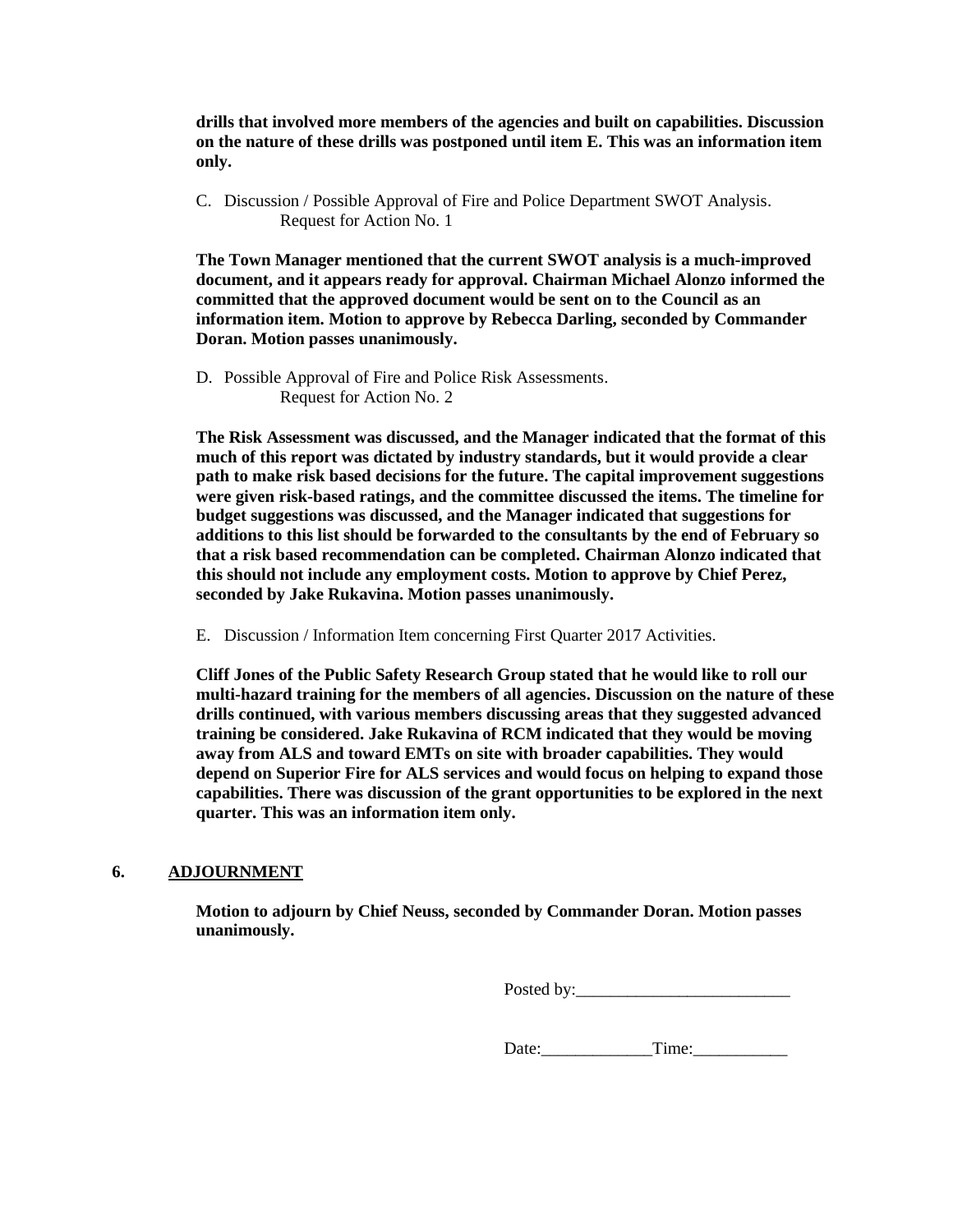**drills that involved more members of the agencies and built on capabilities. Discussion on the nature of these drills was postponed until item E. This was an information item only.**

C. Discussion / Possible Approval of Fire and Police Department SWOT Analysis.
   Request for Action No. 1

**The Town Manager mentioned that the current SWOT analysis is a much-improved document, and it appears ready for approval. Chairman Michael Alonzo informed the committed that the approved document would be sent on to the Council as an information item. Motion to approve by Rebecca Darling, seconded by Commander Doran. Motion passes unanimously.**

D. Possible Approval of Fire and Police Risk Assessments.
   Request for Action No. 2

**The Risk Assessment was discussed, and the Manager indicated that the format of this much of this report was dictated by industry standards, but it would provide a clear path to make risk based decisions for the future. The capital improvement suggestions were given risk-based ratings, and the committee discussed the items. The timeline for budget suggestions was discussed, and the Manager indicated that suggestions for additions to this list should be forwarded to the consultants by the end of February so that a risk based recommendation can be completed. Chairman Alonzo indicated that this should not include any employment costs. Motion to approve by Chief Perez, seconded by Jake Rukavina. Motion passes unanimously.**

E. Discussion / Information Item concerning First Quarter 2017 Activities.

**Cliff Jones of the Public Safety Research Group stated that he would like to roll our multi-hazard training for the members of all agencies. Discussion on the nature of these drills continued, with various members discussing areas that they suggested advanced training be considered. Jake Rukavina of RCM indicated that they would be moving away from ALS and toward EMTs on site with broader capabilities. They would depend on Superior Fire for ALS services and would focus on helping to expand those capabilities. There was discussion of the grant opportunities to be explored in the next quarter. This was an information item only.**

## 6. ADJOURNMENT

**Motion to adjourn by Chief Neuss, seconded by Commander Doran. Motion passes unanimously.**

Posted by:_________________________

Date:_____________Time:___________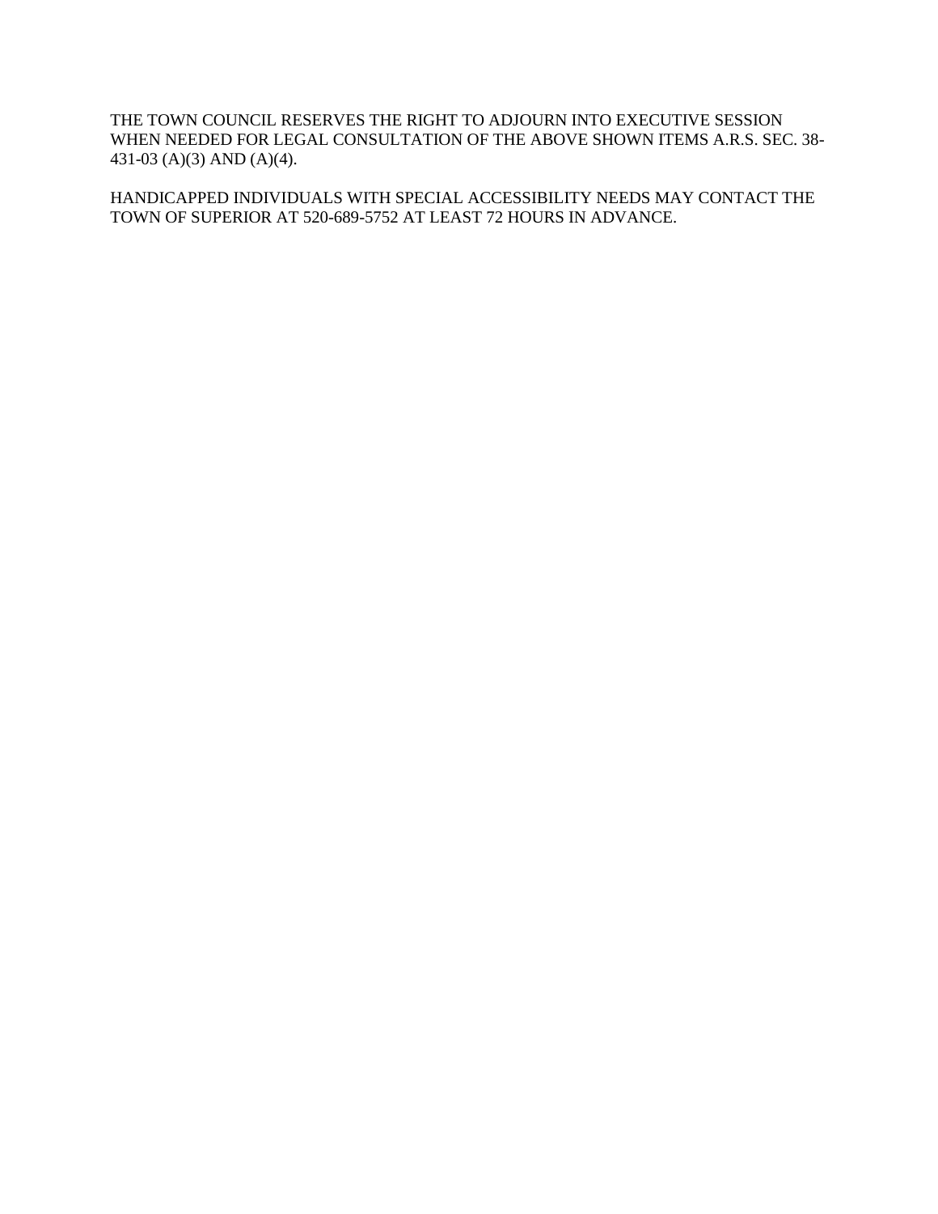THE TOWN COUNCIL RESERVES THE RIGHT TO ADJOURN INTO EXECUTIVE SESSION WHEN NEEDED FOR LEGAL CONSULTATION OF THE ABOVE SHOWN ITEMS A.R.S. SEC. 38-431-03 (A)(3) AND (A)(4).

HANDICAPPED INDIVIDUALS WITH SPECIAL ACCESSIBILITY NEEDS MAY CONTACT THE TOWN OF SUPERIOR AT 520-689-5752 AT LEAST 72 HOURS IN ADVANCE.